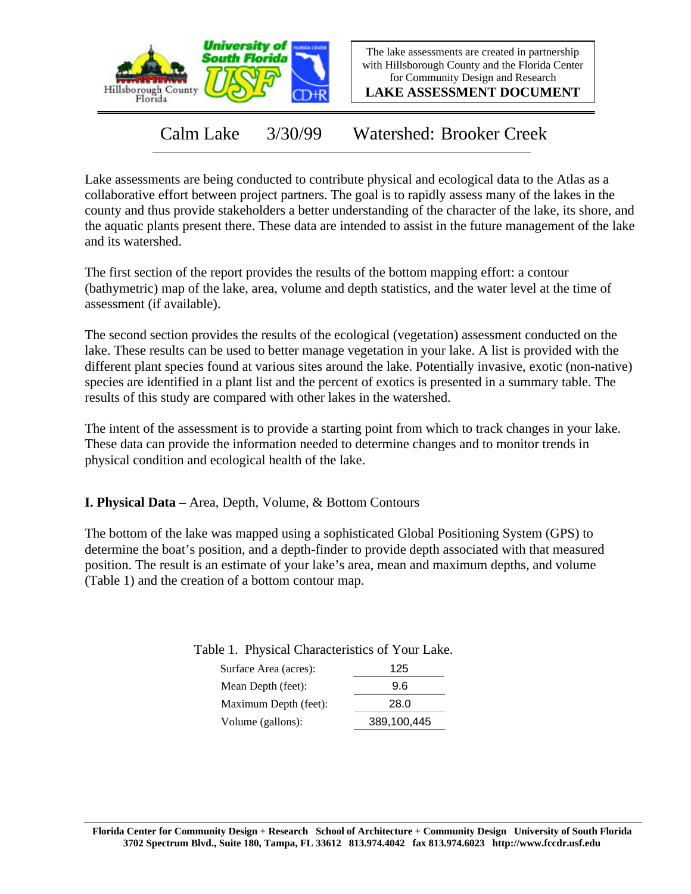The lake assessments are created in partnership with Hillsborough County and the Florida Center for Community Design and Research

**LAKE ASSESSMENT DOCUMENT**

# Calm Lake 3/30/99 Watershed: Brooker Creek

Lake assessments are being conducted to contribute physical and ecological data to the Atlas as a collaborative effort between project partners. The goal is to rapidly assess many of the lakes in the county and thus provide stakeholders a better understanding of the character of the lake, its shore, and the aquatic plants present there. These data are intended to assist in the future management of the lake and its watershed.

The first section of the report provides the results of the bottom mapping effort: a contour (bathymetric) map of the lake, area, volume and depth statistics, and the water level at the time of assessment (if available).

The second section provides the results of the ecological (vegetation) assessment conducted on the lake. These results can be used to better manage vegetation in your lake. A list is provided with the different plant species found at various sites around the lake. Potentially invasive, exotic (non-native) species are identified in a plant list and the percent of exotics is presented in a summary table. The results of this study are compared with other lakes in the watershed.

The intent of the assessment is to provide a starting point from which to track changes in your lake. These data can provide the information needed to determine changes and to monitor trends in physical condition and ecological health of the lake.

## I. Physical Data – Area, Depth, Volume, & Bottom Contours

The bottom of the lake was mapped using a sophisticated Global Positioning System (GPS) to determine the boat's position, and a depth-finder to provide depth associated with that measured position. The result is an estimate of your lake's area, mean and maximum depths, and volume (Table 1) and the creation of a bottom contour map.

Table 1. Physical Characteristics of Your Lake.

| | |
|---|---|
| Surface Area (acres): | 125 |
| Mean Depth (feet): | 9.6 |
| Maximum Depth (feet): | 28.0 |
| Volume (gallons): | 389,100,445 |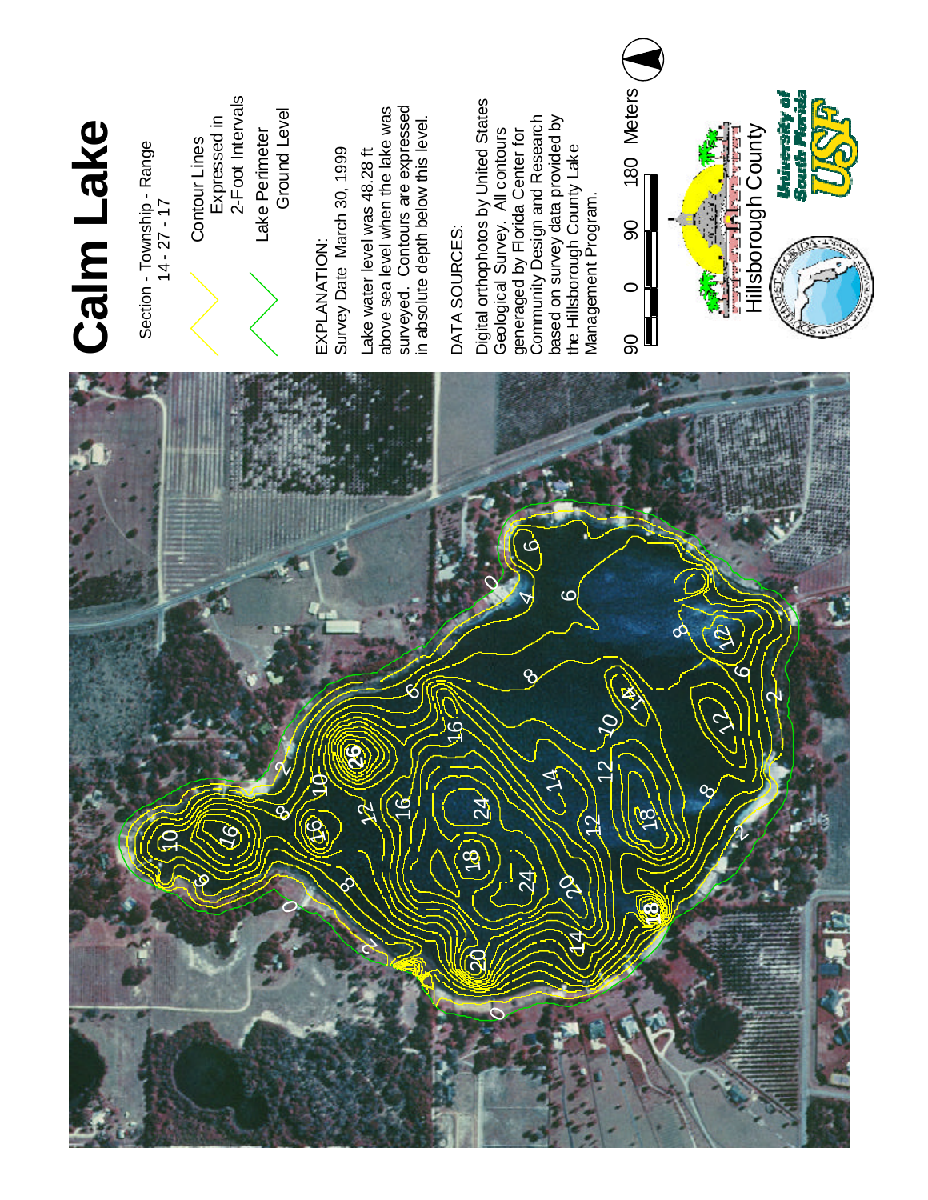# Calm Lake

Section - Township - Range
14 - 27 - 17

Contour Lines Expressed in 2-Foot Intervals

Lake Perimeter Ground Level

EXPLANATION:
Survey Date March 30, 1999

Lake water level was 48.28 ft above sea level when the lake was surveyed. Contours are expressed in absolute depth below this level.

DATA SOURCES:

Digital orthophotos by United States Geological Survey. All contours generaged by Florida Center for Community Design and Research based on survey data provided by the Hillsborough County Lake Management Program.

90 0 90 180 Meters

Hillsborough County

University of South Florida USF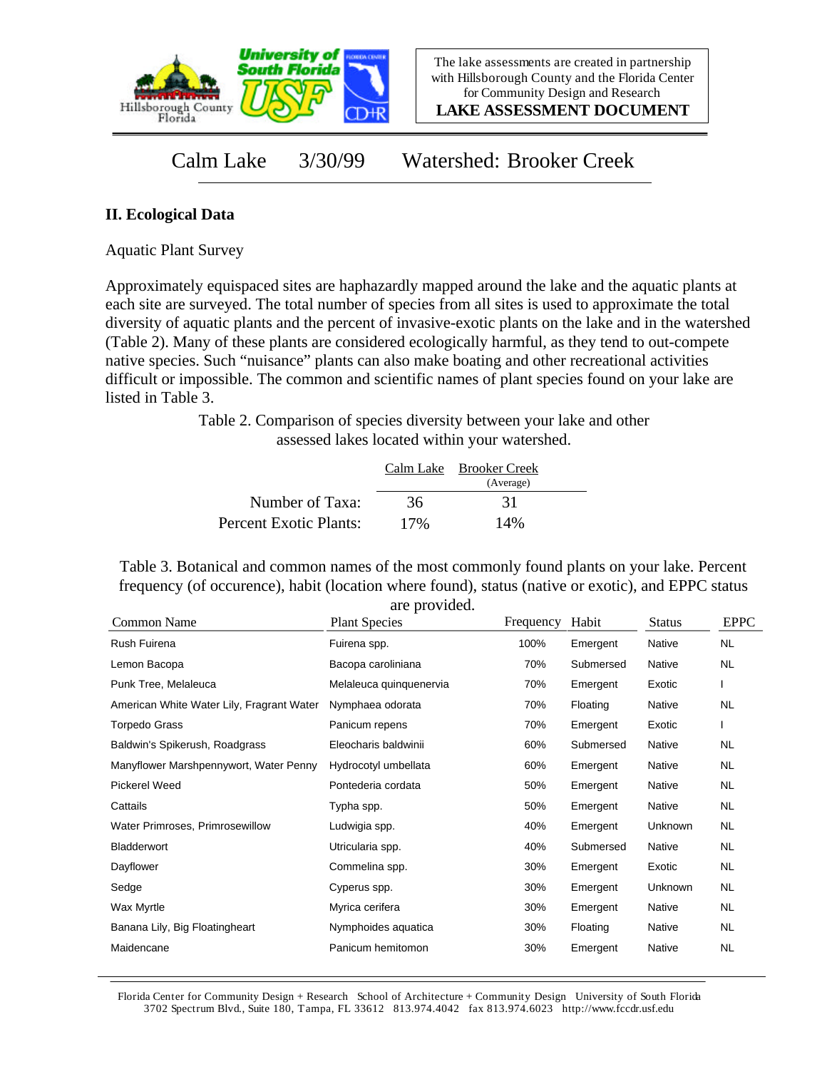Calm Lake 3/30/99 Watershed: Brooker Creek

## II. Ecological Data

Aquatic Plant Survey

Approximately equispaced sites are haphazardly mapped around the lake and the aquatic plants at each site are surveyed. The total number of species from all sites is used to approximate the total diversity of aquatic plants and the percent of invasive-exotic plants on the lake and in the watershed (Table 2). Many of these plants are considered ecologically harmful, as they tend to out-compete native species. Such "nuisance" plants can also make boating and other recreational activities difficult or impossible. The common and scientific names of plant species found on your lake are listed in Table 3.

Table 2. Comparison of species diversity between your lake and other assessed lakes located within your watershed.

| | Calm Lake | Brooker Creek (Average) |
|---|---|---|
| Number of Taxa: | 36 | 31 |
| Percent Exotic Plants: | 17% | 14% |

Table 3. Botanical and common names of the most commonly found plants on your lake. Percent frequency (of occurence), habit (location where found), status (native or exotic), and EPPC status are provided.

| Common Name | Plant Species | Frequency | Habit | Status | EPPC |
|---|---|---|---|---|---|
| Rush Fuirena | Fuirena spp. | 100% | Emergent | Native | NL |
| Lemon Bacopa | Bacopa caroliniana | 70% | Submersed | Native | NL |
| Punk Tree, Melaleuca | Melaleuca quinquenervia | 70% | Emergent | Exotic | I |
| American White Water Lily, Fragrant Water | Nymphaea odorata | 70% | Floating | Native | NL |
| Torpedo Grass | Panicum repens | 70% | Emergent | Exotic | I |
| Baldwin's Spikerush, Roadgrass | Eleocharis baldwinii | 60% | Submersed | Native | NL |
| Manyflower Marshpennywort, Water Penny | Hydrocotyl umbellata | 60% | Emergent | Native | NL |
| Pickerel Weed | Pontederia cordata | 50% | Emergent | Native | NL |
| Cattails | Typha spp. | 50% | Emergent | Native | NL |
| Water Primroses, Primrosewillow | Ludwigia spp. | 40% | Emergent | Unknown | NL |
| Bladderwort | Utricularia spp. | 40% | Submersed | Native | NL |
| Dayflower | Commelina spp. | 30% | Emergent | Exotic | NL |
| Sedge | Cyperus spp. | 30% | Emergent | Unknown | NL |
| Wax Myrtle | Myrica cerifera | 30% | Emergent | Native | NL |
| Banana Lily, Big Floatingheart | Nymphoides aquatica | 30% | Floating | Native | NL |
| Maidencane | Panicum hemitomon | 30% | Emergent | Native | NL |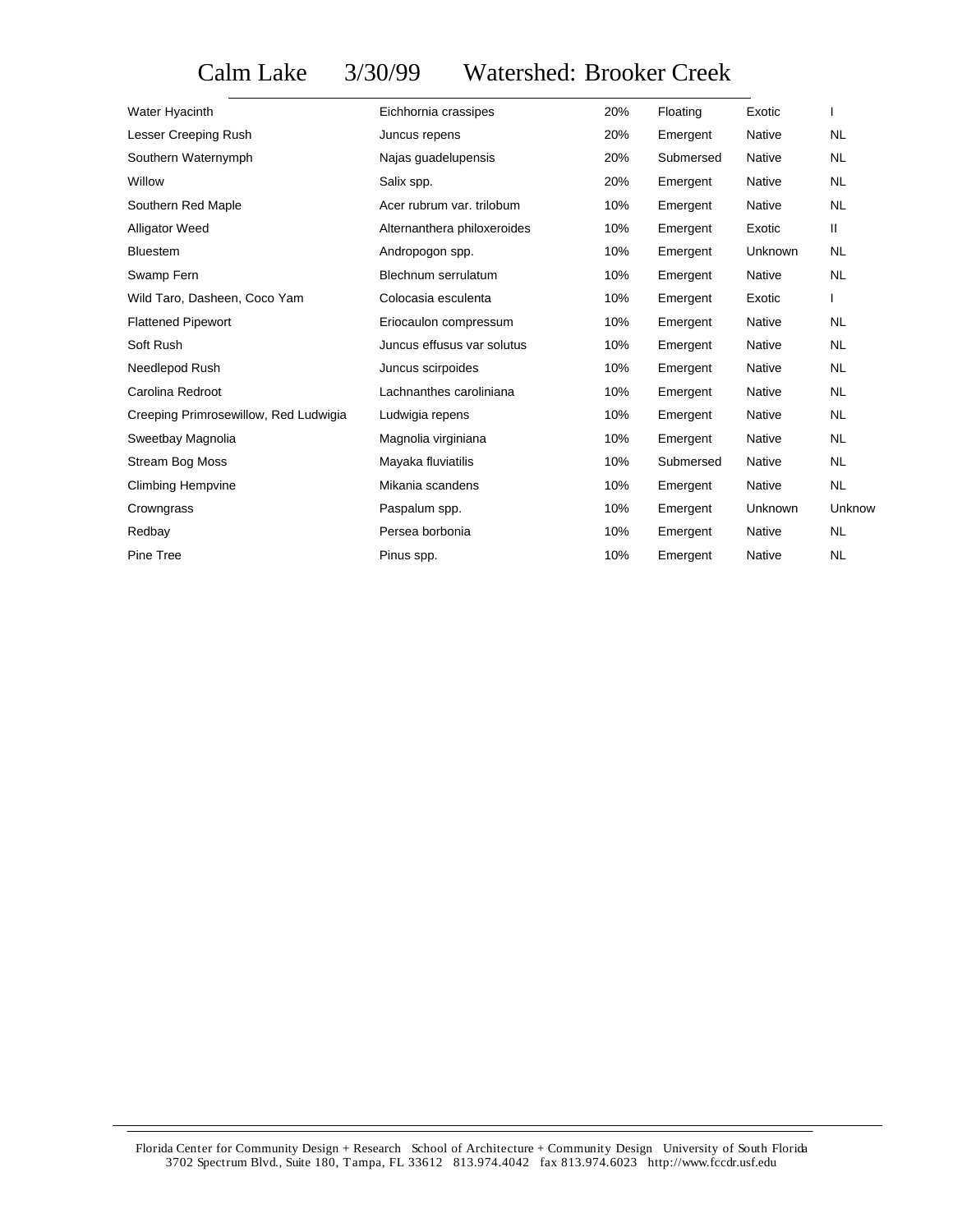# Calm Lake 3/30/99 Watershed: Brooker Creek

| | | | | | |
|---|---|---|---|---|---|
| Water Hyacinth | Eichhornia crassipes | 20% | Floating | Exotic | I |
| Lesser Creeping Rush | Juncus repens | 20% | Emergent | Native | NL |
| Southern Waternymph | Najas guadelupensis | 20% | Submersed | Native | NL |
| Willow | Salix spp. | 20% | Emergent | Native | NL |
| Southern Red Maple | Acer rubrum var. trilobum | 10% | Emergent | Native | NL |
| Alligator Weed | Alternanthera philoxeroides | 10% | Emergent | Exotic | II |
| Bluestem | Andropogon spp. | 10% | Emergent | Unknown | NL |
| Swamp Fern | Blechnum serrulatum | 10% | Emergent | Native | NL |
| Wild Taro, Dasheen, Coco Yam | Colocasia esculenta | 10% | Emergent | Exotic | I |
| Flattened Pipewort | Eriocaulon compressum | 10% | Emergent | Native | NL |
| Soft Rush | Juncus effusus var solutus | 10% | Emergent | Native | NL |
| Needlepod Rush | Juncus scirpoides | 10% | Emergent | Native | NL |
| Carolina Redroot | Lachnanthes caroliniana | 10% | Emergent | Native | NL |
| Creeping Primrosewillow, Red Ludwigia | Ludwigia repens | 10% | Emergent | Native | NL |
| Sweetbay Magnolia | Magnolia virginiana | 10% | Emergent | Native | NL |
| Stream Bog Moss | Mayaka fluviatilis | 10% | Submersed | Native | NL |
| Climbing Hempvine | Mikania scandens | 10% | Emergent | Native | NL |
| Crowngrass | Paspalum spp. | 10% | Emergent | Unknown | Unknow |
| Redbay | Persea borbonia | 10% | Emergent | Native | NL |
| Pine Tree | Pinus spp. | 10% | Emergent | Native | NL |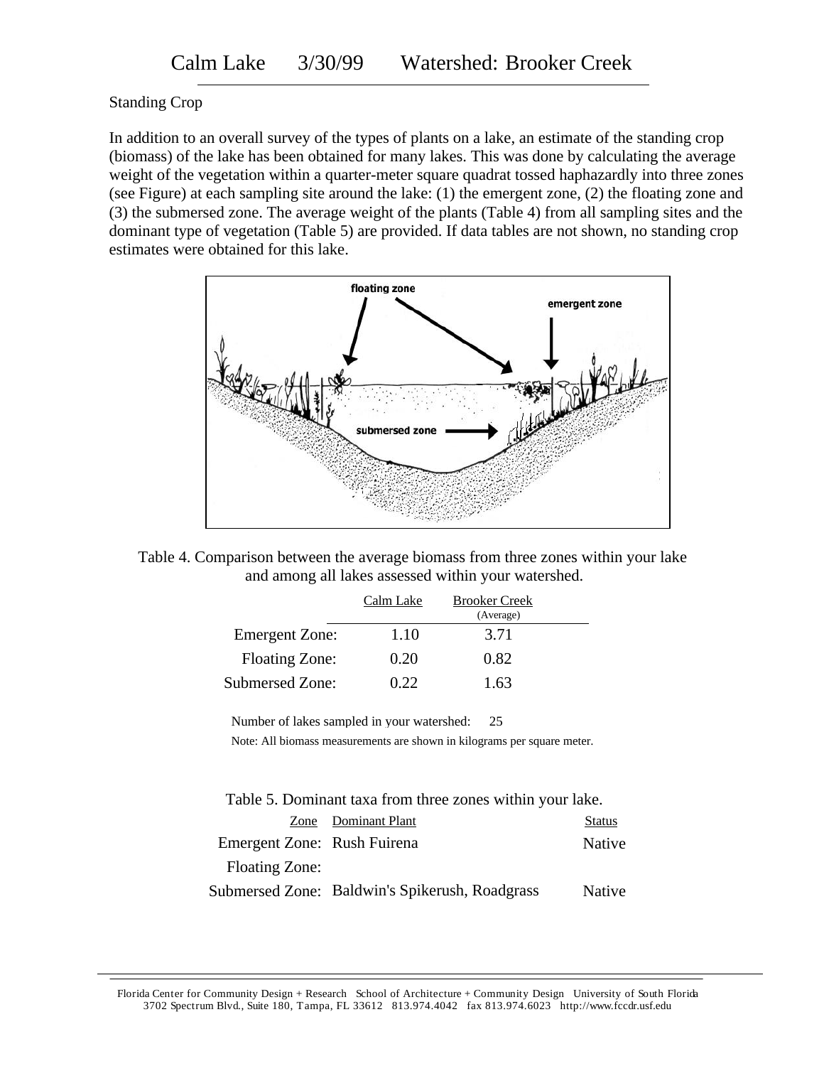# Calm Lake 3/30/99 Watershed: Brooker Creek

Standing Crop

In addition to an overall survey of the types of plants on a lake, an estimate of the standing crop (biomass) of the lake has been obtained for many lakes. This was done by calculating the average weight of the vegetation within a quarter-meter square quadrat tossed haphazardly into three zones (see Figure) at each sampling site around the lake: (1) the emergent zone, (2) the floating zone and (3) the submersed zone. The average weight of the plants (Table 4) from all sampling sites and the dominant type of vegetation (Table 5) are provided. If data tables are not shown, no standing crop estimates were obtained for this lake.

floating zone

emergent zone

submersed zone

Table 4. Comparison between the average biomass from three zones within your lake and among all lakes assessed within your watershed.

| | Calm Lake | Brooker Creek (Average) |
|---|---|---|
| Emergent Zone: | 1.10 | 3.71 |
| Floating Zone: | 0.20 | 0.82 |
| Submersed Zone: | 0.22 | 1.63 |

Number of lakes sampled in your watershed: 25

Note: All biomass measurements are shown in kilograms per square meter.

Table 5. Dominant taxa from three zones within your lake.

| Zone | Dominant Plant | Status |
|---|---|---|
| Emergent Zone: | Rush Fuirena | Native |
| Floating Zone: | | |
| Submersed Zone: | Baldwin's Spikerush, Roadgrass | Native |